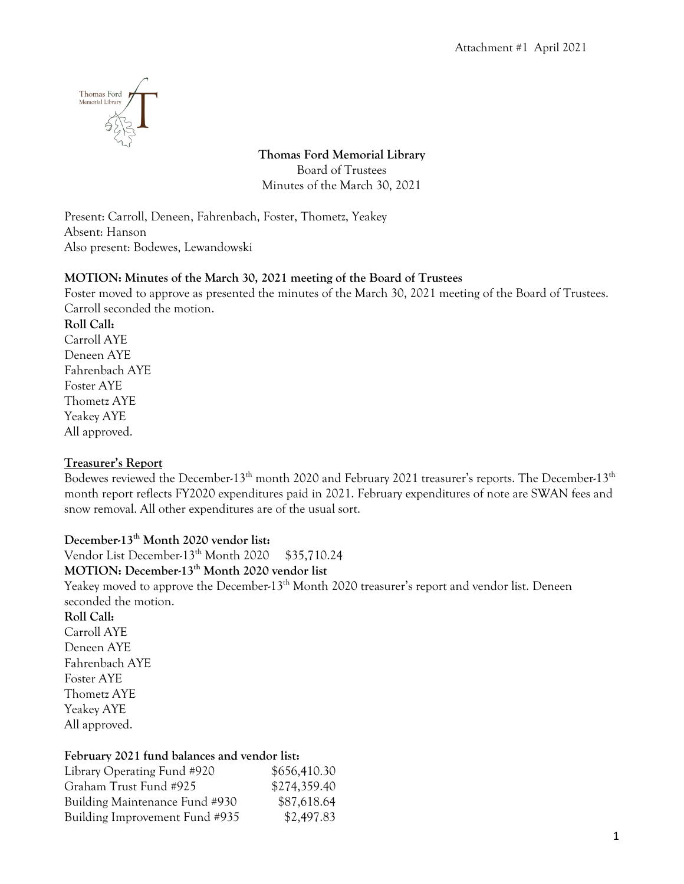Attachment #1 April 2021

**Thomas Ford Memorial Library**
Board of Trustees
Minutes of the March 30, 2021

Present: Carroll, Deneen, Fahrenbach, Foster, Thometz, Yeakey
Absent: Hanson
Also present: Bodewes, Lewandowski

**MOTION: Minutes of the March 30, 2021 meeting of the Board of Trustees**
Foster moved to approve as presented the minutes of the March 30, 2021 meeting of the Board of Trustees. Carroll seconded the motion.
**Roll Call:**
Carroll AYE
Deneen AYE
Fahrenbach AYE
Foster AYE
Thometz AYE
Yeakey AYE
All approved.

**Treasurer's Report**

Bodewes reviewed the December-13th month 2020 and February 2021 treasurer's reports. The December-13th month report reflects FY2020 expenditures paid in 2021. February expenditures of note are SWAN fees and snow removal. All other expenditures are of the usual sort.

**December-13th Month 2020 vendor list:**
Vendor List December-13th Month 2020 $35,710.24
**MOTION: December-13th Month 2020 vendor list**
Yeakey moved to approve the December-13th Month 2020 treasurer's report and vendor list. Deneen seconded the motion.
**Roll Call:**
Carroll AYE
Deneen AYE
Fahrenbach AYE
Foster AYE
Thometz AYE
Yeakey AYE
All approved.

**February 2021 fund balances and vendor list:**

| | |
|---|---|
| Library Operating Fund #920 | $656,410.30 |
| Graham Trust Fund #925 | $274,359.40 |
| Building Maintenance Fund #930 | $87,618.64 |
| Building Improvement Fund #935 | $2,497.83 |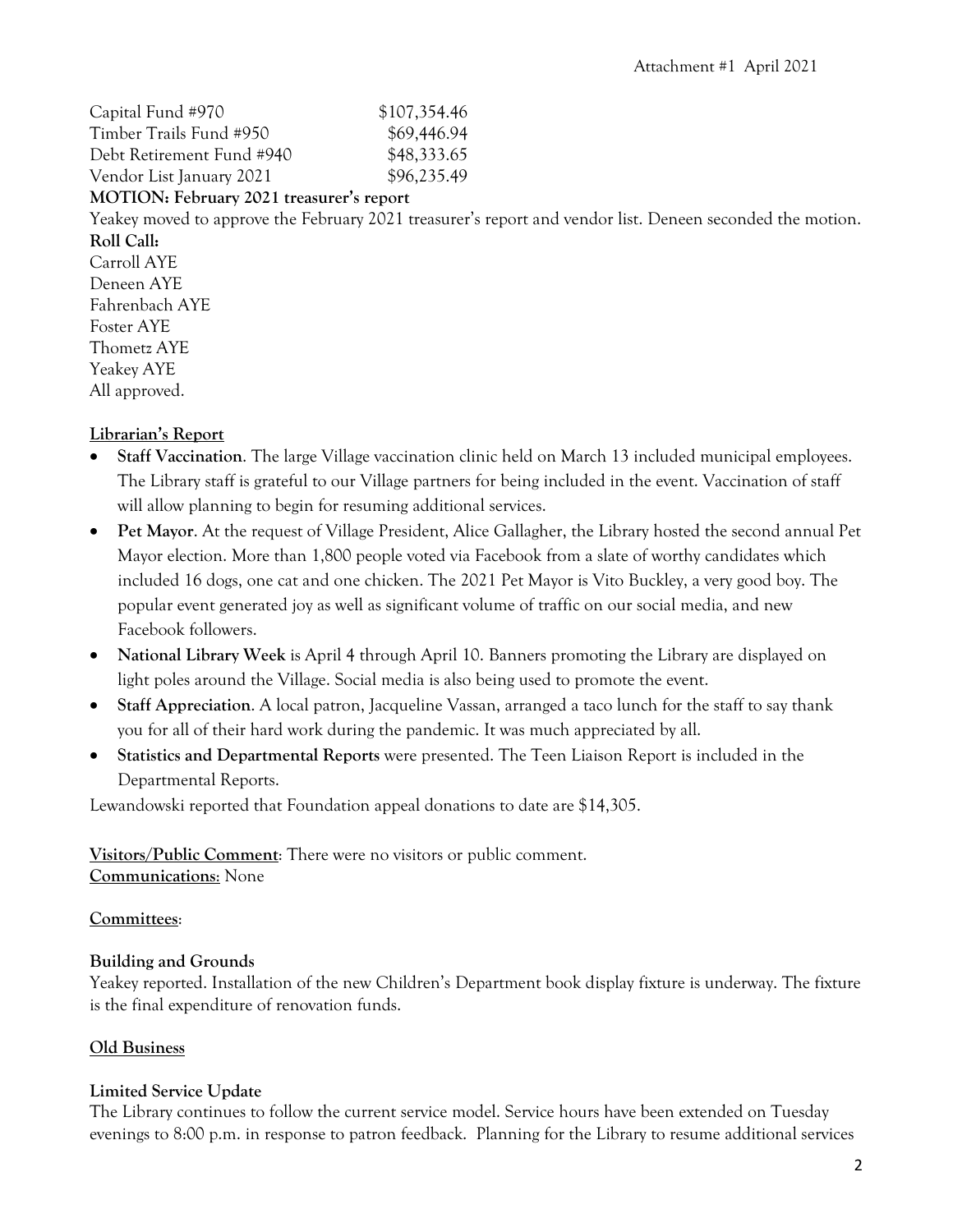| | |
|---|---|
| Capital Fund #970 | $107,354.46 |
| Timber Trails Fund #950 | $69,446.94 |
| Debt Retirement Fund #940 | $48,333.65 |
| Vendor List January 2021 | $96,235.49 |

**MOTION: February 2021 treasurer's report**

Yeakey moved to approve the February 2021 treasurer's report and vendor list. Deneen seconded the motion.

**Roll Call:**
Carroll AYE
Deneen AYE
Fahrenbach AYE
Foster AYE
Thometz AYE
Yeakey AYE
All approved.

## Librarian's Report

- **Staff Vaccination**. The large Village vaccination clinic held on March 13 included municipal employees. The Library staff is grateful to our Village partners for being included in the event. Vaccination of staff will allow planning to begin for resuming additional services.
- **Pet Mayor**. At the request of Village President, Alice Gallagher, the Library hosted the second annual Pet Mayor election. More than 1,800 people voted via Facebook from a slate of worthy candidates which included 16 dogs, one cat and one chicken. The 2021 Pet Mayor is Vito Buckley, a very good boy. The popular event generated joy as well as significant volume of traffic on our social media, and new Facebook followers.
- **National Library Week** is April 4 through April 10. Banners promoting the Library are displayed on light poles around the Village. Social media is also being used to promote the event.
- **Staff Appreciation**. A local patron, Jacqueline Vassan, arranged a taco lunch for the staff to say thank you for all of their hard work during the pandemic. It was much appreciated by all.
- **Statistics and Departmental Reports** were presented. The Teen Liaison Report is included in the Departmental Reports.

Lewandowski reported that Foundation appeal donations to date are $14,305.

**Visitors/Public Comment**: There were no visitors or public comment.
**Communications:** None

## Committees:

### Building and Grounds

Yeakey reported. Installation of the new Children's Department book display fixture is underway. The fixture is the final expenditure of renovation funds.

## Old Business

### Limited Service Update

The Library continues to follow the current service model. Service hours have been extended on Tuesday evenings to 8:00 p.m. in response to patron feedback. Planning for the Library to resume additional services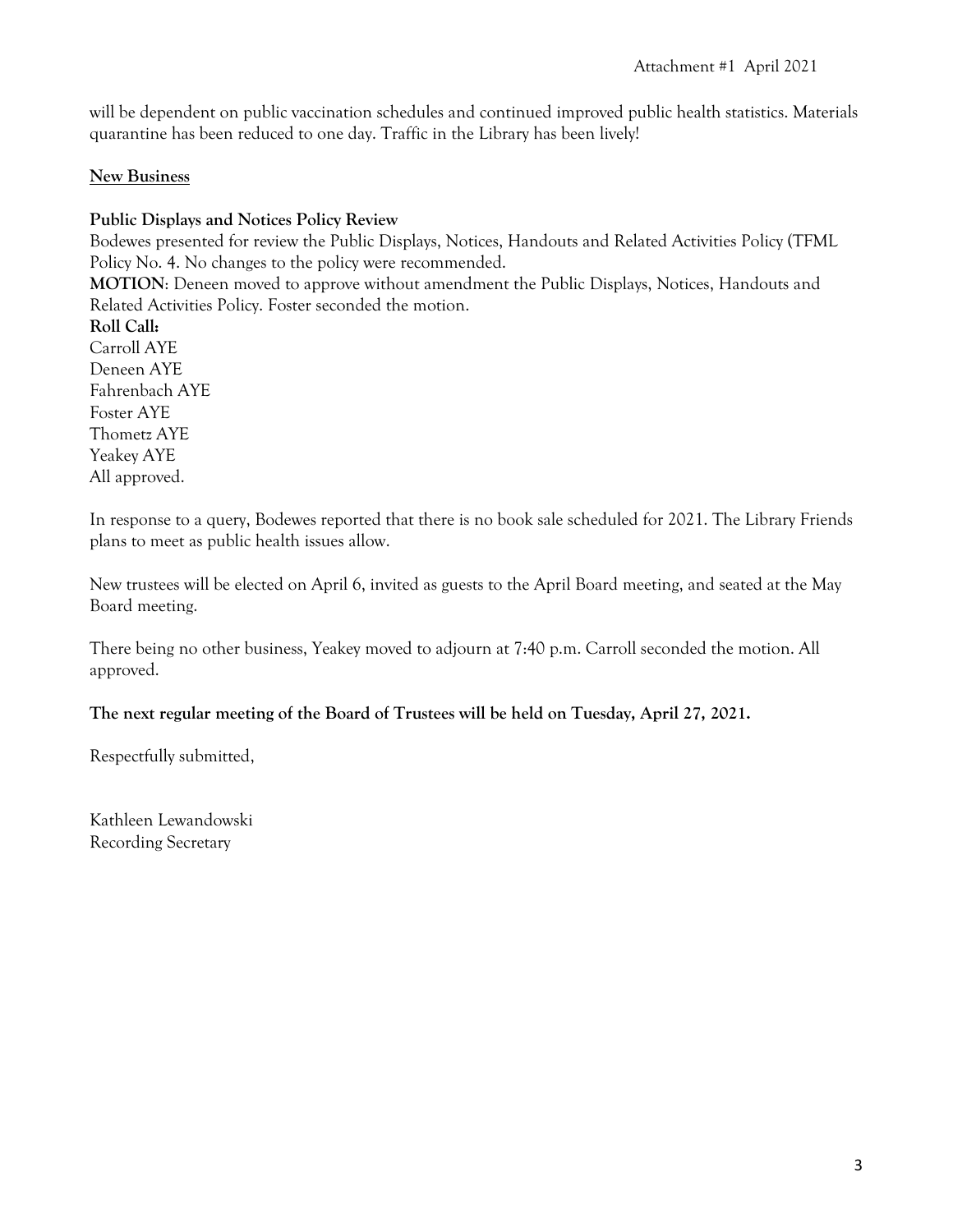will be dependent on public vaccination schedules and continued improved public health statistics. Materials quarantine has been reduced to one day. Traffic in the Library has been lively!

## New Business

**Public Displays and Notices Policy Review**

Bodewes presented for review the Public Displays, Notices, Handouts and Related Activities Policy (TFML Policy No. 4. No changes to the policy were recommended.

**MOTION**: Deneen moved to approve without amendment the Public Displays, Notices, Handouts and Related Activities Policy. Foster seconded the motion.

**Roll Call:**
Carroll AYE
Deneen AYE
Fahrenbach AYE
Foster AYE
Thometz AYE
Yeakey AYE
All approved.

In response to a query, Bodewes reported that there is no book sale scheduled for 2021. The Library Friends plans to meet as public health issues allow.

New trustees will be elected on April 6, invited as guests to the April Board meeting, and seated at the May Board meeting.

There being no other business, Yeakey moved to adjourn at 7:40 p.m. Carroll seconded the motion. All approved.

**The next regular meeting of the Board of Trustees will be held on Tuesday, April 27, 2021.**

Respectfully submitted,

Kathleen Lewandowski
Recording Secretary